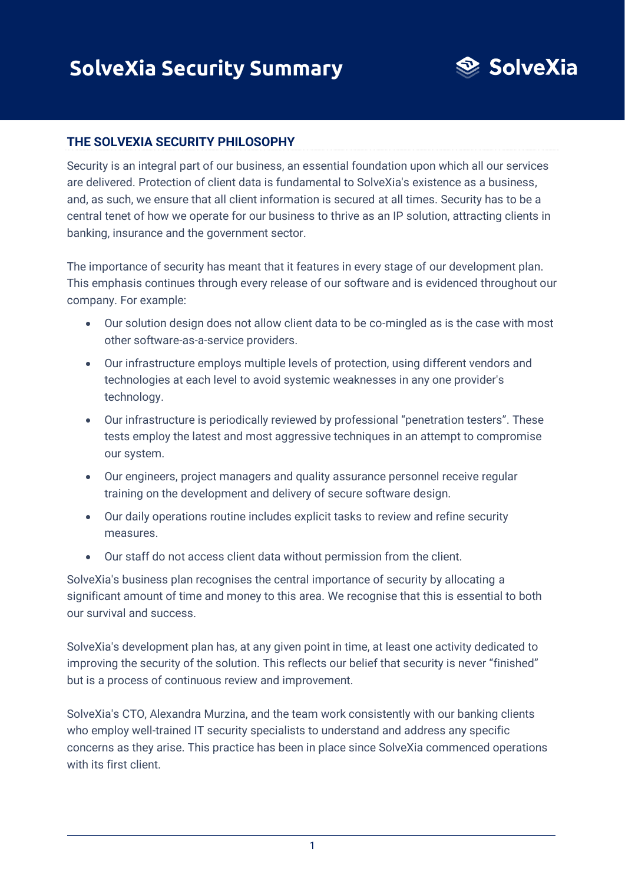# SolveXia Security Summary

## THE SOLVEXIA SECURITY PHILOSOPHY

Security is an integral part of our business, an essential foundation upon which all our services are delivered. Protection of client data is fundamental to SolveXia's existence as a business, and, as such, we ensure that all client information is secured at all times. Security has to be a central tenet of how we operate for our business to thrive as an IP solution, attracting clients in banking, insurance and the government sector.

The importance of security has meant that it features in every stage of our development plan. This emphasis continues through every release of our software and is evidenced throughout our company. For example:

- Our solution design does not allow client data to be co-mingled as is the case with most other software-as-a-service providers.
- Our infrastructure employs multiple levels of protection, using different vendors and technologies at each level to avoid systemic weaknesses in any one provider's technology.
- Our infrastructure is periodically reviewed by professional "penetration testers". These tests employ the latest and most aggressive techniques in an attempt to compromise our system.
- Our engineers, project managers and quality assurance personnel receive regular training on the development and delivery of secure software design.
- Our daily operations routine includes explicit tasks to review and refine security measures.
- Our staff do not access client data without permission from the client.

SolveXia's business plan recognises the central importance of security by allocating a significant amount of time and money to this area. We recognise that this is essential to both our survival and success.

SolveXia's development plan has, at any given point in time, at least one activity dedicated to improving the security of the solution. This reflects our belief that security is never "finished" but is a process of continuous review and improvement.

SolveXia's CTO, Alexandra Murzina, and the team work consistently with our banking clients who employ well-trained IT security specialists to understand and address any specific concerns as they arise. This practice has been in place since SolveXia commenced operations with its first client.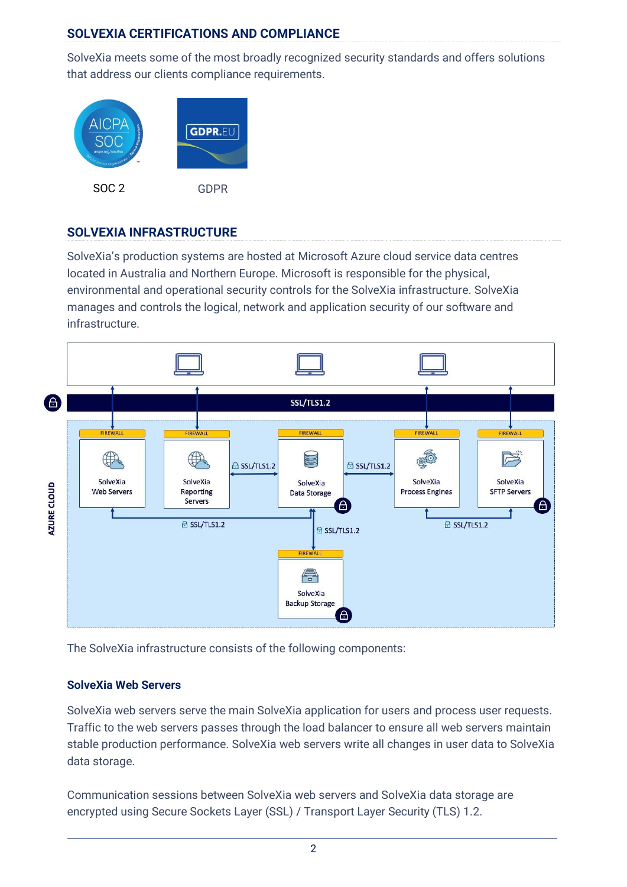## SOLVEXIA CERTIFICATIONS AND COMPLIANCE

SolveXia meets some of the most broadly recognized security standards and offers solutions that address our clients compliance requirements.

SOC 2

GDPR

## SOLVEXIA INFRASTRUCTURE

SolveXia's production systems are hosted at Microsoft Azure cloud service data centres located in Australia and Northern Europe. Microsoft is responsible for the physical, environmental and operational security controls for the SolveXia infrastructure. SolveXia manages and controls the logical, network and application security of our software and infrastructure.

The SolveXia infrastructure consists of the following components:

### SolveXia Web Servers

SolveXia web servers serve the main SolveXia application for users and process user requests. Traffic to the web servers passes through the load balancer to ensure all web servers maintain stable production performance. SolveXia web servers write all changes in user data to SolveXia data storage.

Communication sessions between SolveXia web servers and SolveXia data storage are encrypted using Secure Sockets Layer (SSL) / Transport Layer Security (TLS) 1.2.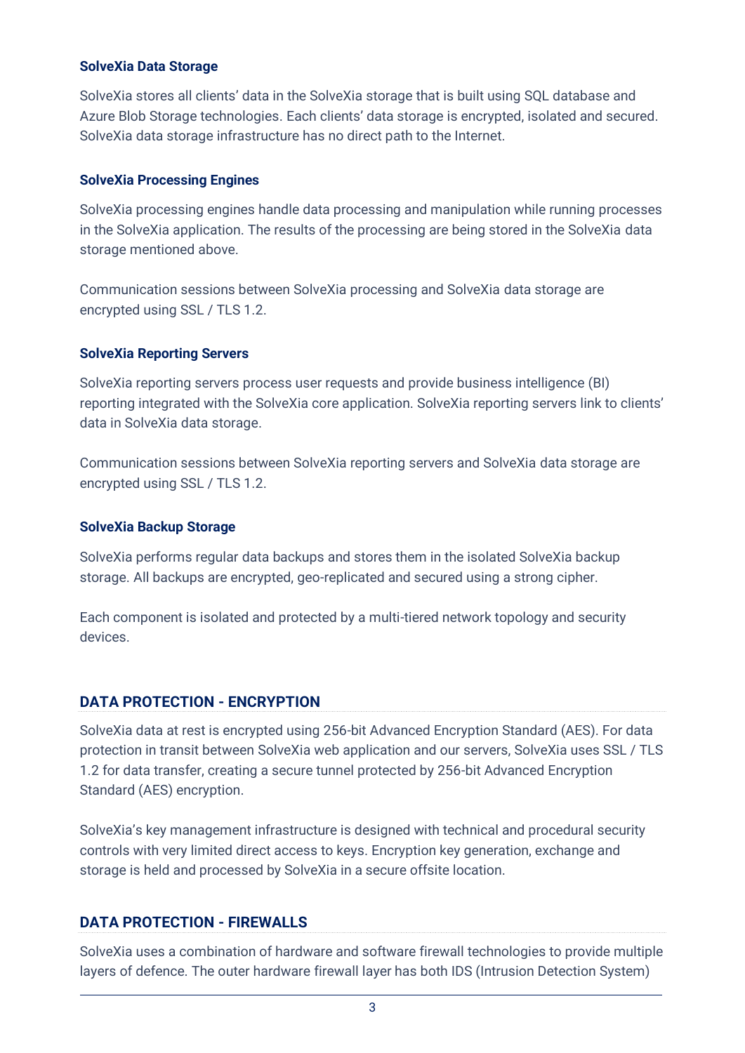### SolveXia Data Storage

SolveXia stores all clients' data in the SolveXia storage that is built using SQL database and Azure Blob Storage technologies. Each clients' data storage is encrypted, isolated and secured. SolveXia data storage infrastructure has no direct path to the Internet.

### SolveXia Processing Engines

SolveXia processing engines handle data processing and manipulation while running processes in the SolveXia application. The results of the processing are being stored in the SolveXia data storage mentioned above.

Communication sessions between SolveXia processing and SolveXia data storage are encrypted using SSL / TLS 1.2.

### SolveXia Reporting Servers

SolveXia reporting servers process user requests and provide business intelligence (BI) reporting integrated with the SolveXia core application. SolveXia reporting servers link to clients' data in SolveXia data storage.

Communication sessions between SolveXia reporting servers and SolveXia data storage are encrypted using SSL / TLS 1.2.

### SolveXia Backup Storage

SolveXia performs regular data backups and stores them in the isolated SolveXia backup storage. All backups are encrypted, geo-replicated and secured using a strong cipher.

Each component is isolated and protected by a multi-tiered network topology and security devices.

## DATA PROTECTION - ENCRYPTION

SolveXia data at rest is encrypted using 256-bit Advanced Encryption Standard (AES). For data protection in transit between SolveXia web application and our servers, SolveXia uses SSL / TLS 1.2 for data transfer, creating a secure tunnel protected by 256-bit Advanced Encryption Standard (AES) encryption.

SolveXia's key management infrastructure is designed with technical and procedural security controls with very limited direct access to keys. Encryption key generation, exchange and storage is held and processed by SolveXia in a secure offsite location.

## DATA PROTECTION - FIREWALLS

SolveXia uses a combination of hardware and software firewall technologies to provide multiple layers of defence. The outer hardware firewall layer has both IDS (Intrusion Detection System)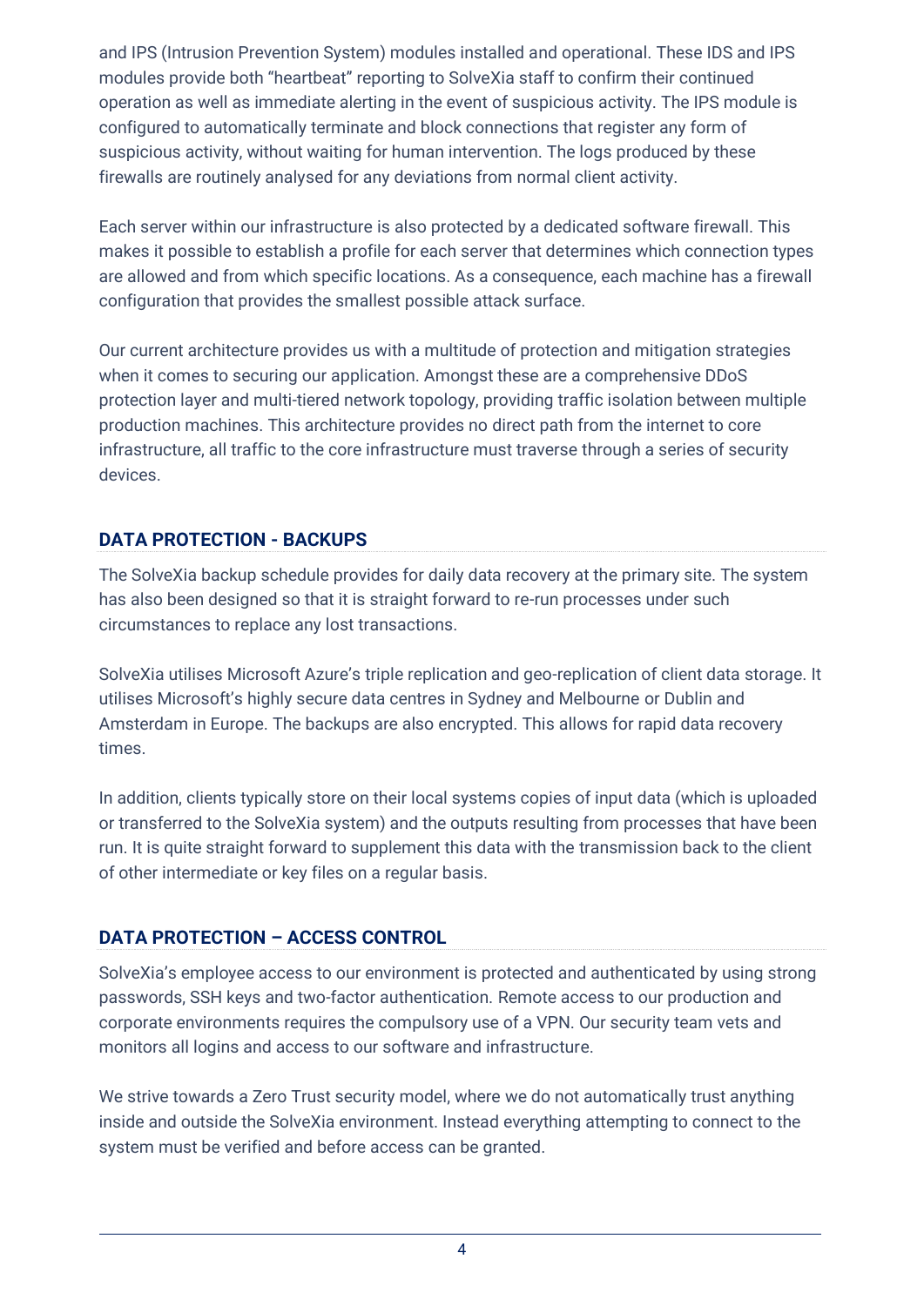and IPS (Intrusion Prevention System) modules installed and operational. These IDS and IPS modules provide both "heartbeat" reporting to SolveXia staff to confirm their continued operation as well as immediate alerting in the event of suspicious activity. The IPS module is configured to automatically terminate and block connections that register any form of suspicious activity, without waiting for human intervention. The logs produced by these firewalls are routinely analysed for any deviations from normal client activity.

Each server within our infrastructure is also protected by a dedicated software firewall. This makes it possible to establish a profile for each server that determines which connection types are allowed and from which specific locations. As a consequence, each machine has a firewall configuration that provides the smallest possible attack surface.

Our current architecture provides us with a multitude of protection and mitigation strategies when it comes to securing our application. Amongst these are a comprehensive DDoS protection layer and multi-tiered network topology, providing traffic isolation between multiple production machines. This architecture provides no direct path from the internet to core infrastructure, all traffic to the core infrastructure must traverse through a series of security devices.

## DATA PROTECTION - BACKUPS

The SolveXia backup schedule provides for daily data recovery at the primary site. The system has also been designed so that it is straight forward to re-run processes under such circumstances to replace any lost transactions.

SolveXia utilises Microsoft Azure's triple replication and geo-replication of client data storage. It utilises Microsoft's highly secure data centres in Sydney and Melbourne or Dublin and Amsterdam in Europe. The backups are also encrypted. This allows for rapid data recovery times.

In addition, clients typically store on their local systems copies of input data (which is uploaded or transferred to the SolveXia system) and the outputs resulting from processes that have been run. It is quite straight forward to supplement this data with the transmission back to the client of other intermediate or key files on a regular basis.

## DATA PROTECTION – ACCESS CONTROL

SolveXia's employee access to our environment is protected and authenticated by using strong passwords, SSH keys and two-factor authentication. Remote access to our production and corporate environments requires the compulsory use of a VPN. Our security team vets and monitors all logins and access to our software and infrastructure.

We strive towards a Zero Trust security model, where we do not automatically trust anything inside and outside the SolveXia environment. Instead everything attempting to connect to the system must be verified and before access can be granted.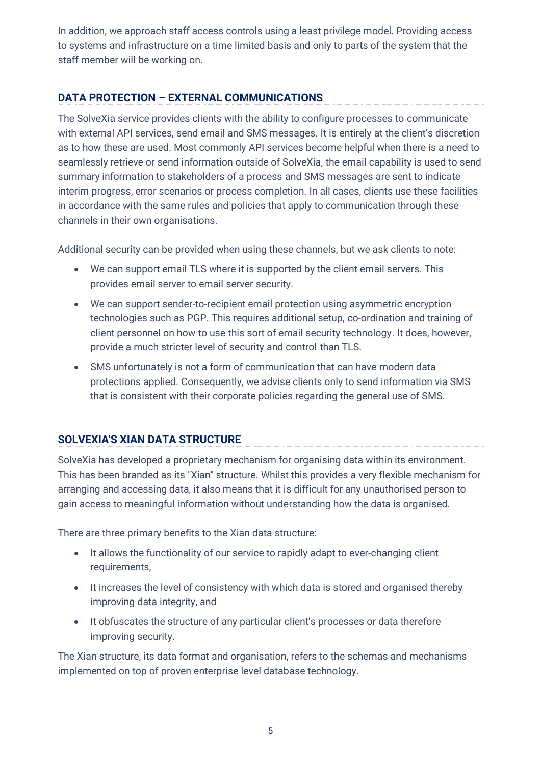In addition, we approach staff access controls using a least privilege model. Providing access to systems and infrastructure on a time limited basis and only to parts of the system that the staff member will be working on.

## DATA PROTECTION – EXTERNAL COMMUNICATIONS

The SolveXia service provides clients with the ability to configure processes to communicate with external API services, send email and SMS messages. It is entirely at the client's discretion as to how these are used. Most commonly API services become helpful when there is a need to seamlessly retrieve or send information outside of SolveXia, the email capability is used to send summary information to stakeholders of a process and SMS messages are sent to indicate interim progress, error scenarios or process completion. In all cases, clients use these facilities in accordance with the same rules and policies that apply to communication through these channels in their own organisations.

Additional security can be provided when using these channels, but we ask clients to note:

- We can support email TLS where it is supported by the client email servers. This provides email server to email server security.
- We can support sender-to-recipient email protection using asymmetric encryption technologies such as PGP. This requires additional setup, co-ordination and training of client personnel on how to use this sort of email security technology. It does, however, provide a much stricter level of security and control than TLS.
- SMS unfortunately is not a form of communication that can have modern data protections applied. Consequently, we advise clients only to send information via SMS that is consistent with their corporate policies regarding the general use of SMS.

## SOLVEXIA'S XIAN DATA STRUCTURE

SolveXia has developed a proprietary mechanism for organising data within its environment. This has been branded as its "Xian" structure. Whilst this provides a very flexible mechanism for arranging and accessing data, it also means that it is difficult for any unauthorised person to gain access to meaningful information without understanding how the data is organised.

There are three primary benefits to the Xian data structure:

- It allows the functionality of our service to rapidly adapt to ever-changing client requirements,
- It increases the level of consistency with which data is stored and organised thereby improving data integrity, and
- It obfuscates the structure of any particular client's processes or data therefore improving security.

The Xian structure, its data format and organisation, refers to the schemas and mechanisms implemented on top of proven enterprise level database technology.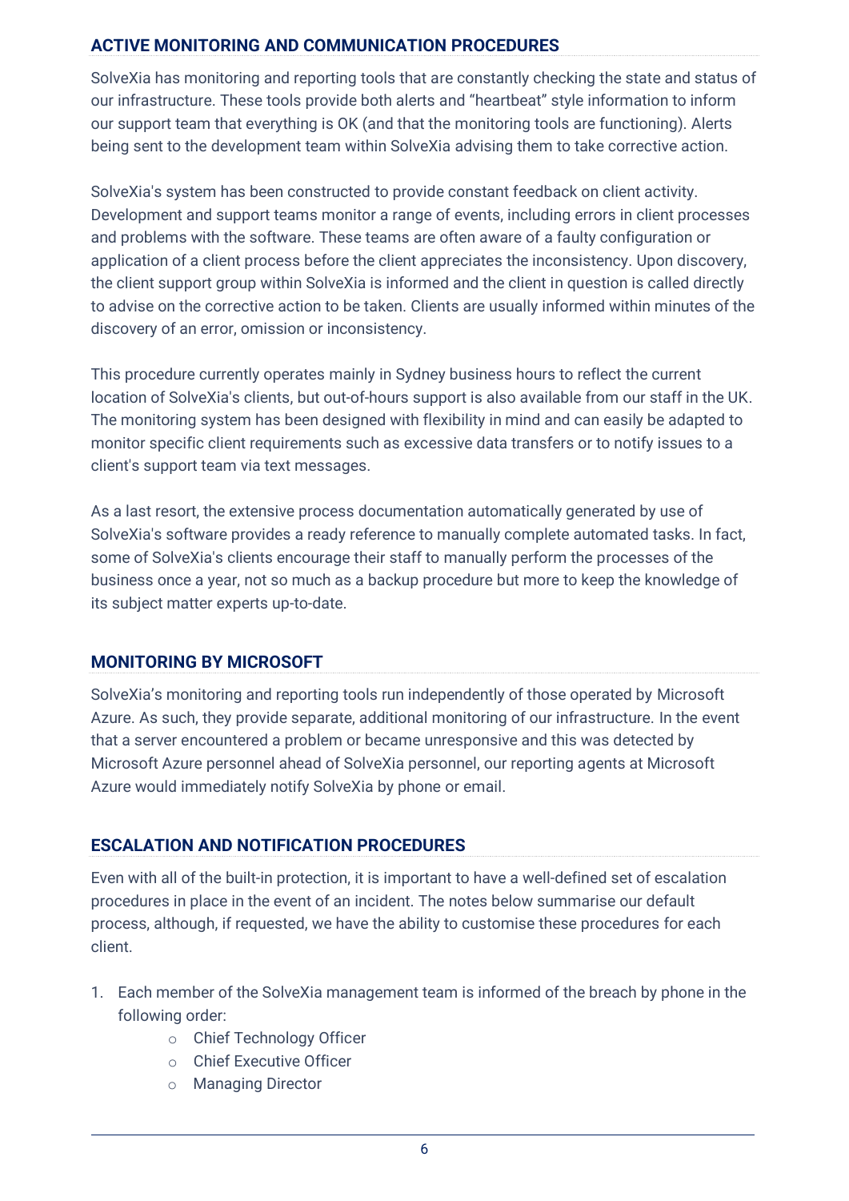## ACTIVE MONITORING AND COMMUNICATION PROCEDURES

SolveXia has monitoring and reporting tools that are constantly checking the state and status of our infrastructure. These tools provide both alerts and "heartbeat" style information to inform our support team that everything is OK (and that the monitoring tools are functioning). Alerts being sent to the development team within SolveXia advising them to take corrective action.

SolveXia's system has been constructed to provide constant feedback on client activity. Development and support teams monitor a range of events, including errors in client processes and problems with the software. These teams are often aware of a faulty configuration or application of a client process before the client appreciates the inconsistency. Upon discovery, the client support group within SolveXia is informed and the client in question is called directly to advise on the corrective action to be taken. Clients are usually informed within minutes of the discovery of an error, omission or inconsistency.

This procedure currently operates mainly in Sydney business hours to reflect the current location of SolveXia's clients, but out-of-hours support is also available from our staff in the UK. The monitoring system has been designed with flexibility in mind and can easily be adapted to monitor specific client requirements such as excessive data transfers or to notify issues to a client's support team via text messages.

As a last resort, the extensive process documentation automatically generated by use of SolveXia's software provides a ready reference to manually complete automated tasks. In fact, some of SolveXia's clients encourage their staff to manually perform the processes of the business once a year, not so much as a backup procedure but more to keep the knowledge of its subject matter experts up-to-date.

## MONITORING BY MICROSOFT

SolveXia's monitoring and reporting tools run independently of those operated by Microsoft Azure. As such, they provide separate, additional monitoring of our infrastructure. In the event that a server encountered a problem or became unresponsive and this was detected by Microsoft Azure personnel ahead of SolveXia personnel, our reporting agents at Microsoft Azure would immediately notify SolveXia by phone or email.

## ESCALATION AND NOTIFICATION PROCEDURES

Even with all of the built-in protection, it is important to have a well-defined set of escalation procedures in place in the event of an incident. The notes below summarise our default process, although, if requested, we have the ability to customise these procedures for each client.

1. Each member of the SolveXia management team is informed of the breach by phone in the following order:
    - Chief Technology Officer
    - Chief Executive Officer
    - Managing Director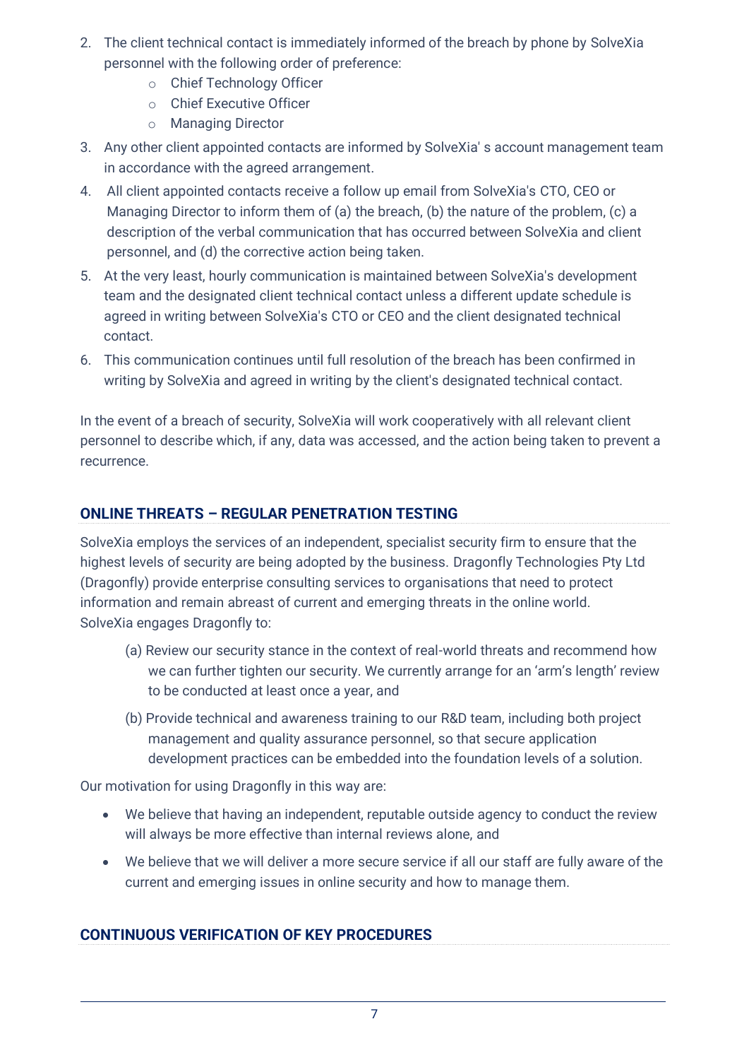2. The client technical contact is immediately informed of the breach by phone by SolveXia personnel with the following order of preference:
    - Chief Technology Officer
    - Chief Executive Officer
    - Managing Director
3. Any other client appointed contacts are informed by SolveXia' s account management team in accordance with the agreed arrangement.
4. All client appointed contacts receive a follow up email from SolveXia's CTO, CEO or Managing Director to inform them of (a) the breach, (b) the nature of the problem, (c) a description of the verbal communication that has occurred between SolveXia and client personnel, and (d) the corrective action being taken.
5. At the very least, hourly communication is maintained between SolveXia's development team and the designated client technical contact unless a different update schedule is agreed in writing between SolveXia's CTO or CEO and the client designated technical contact.
6. This communication continues until full resolution of the breach has been confirmed in writing by SolveXia and agreed in writing by the client's designated technical contact.

In the event of a breach of security, SolveXia will work cooperatively with all relevant client personnel to describe which, if any, data was accessed, and the action being taken to prevent a recurrence.

## ONLINE THREATS – REGULAR PENETRATION TESTING

SolveXia employs the services of an independent, specialist security firm to ensure that the highest levels of security are being adopted by the business. Dragonfly Technologies Pty Ltd (Dragonfly) provide enterprise consulting services to organisations that need to protect information and remain abreast of current and emerging threats in the online world. SolveXia engages Dragonfly to:

(a) Review our security stance in the context of real-world threats and recommend how we can further tighten our security. We currently arrange for an 'arm's length' review to be conducted at least once a year, and

(b) Provide technical and awareness training to our R&D team, including both project management and quality assurance personnel, so that secure application development practices can be embedded into the foundation levels of a solution.

Our motivation for using Dragonfly in this way are:

- We believe that having an independent, reputable outside agency to conduct the review will always be more effective than internal reviews alone, and
- We believe that we will deliver a more secure service if all our staff are fully aware of the current and emerging issues in online security and how to manage them.

## CONTINUOUS VERIFICATION OF KEY PROCEDURES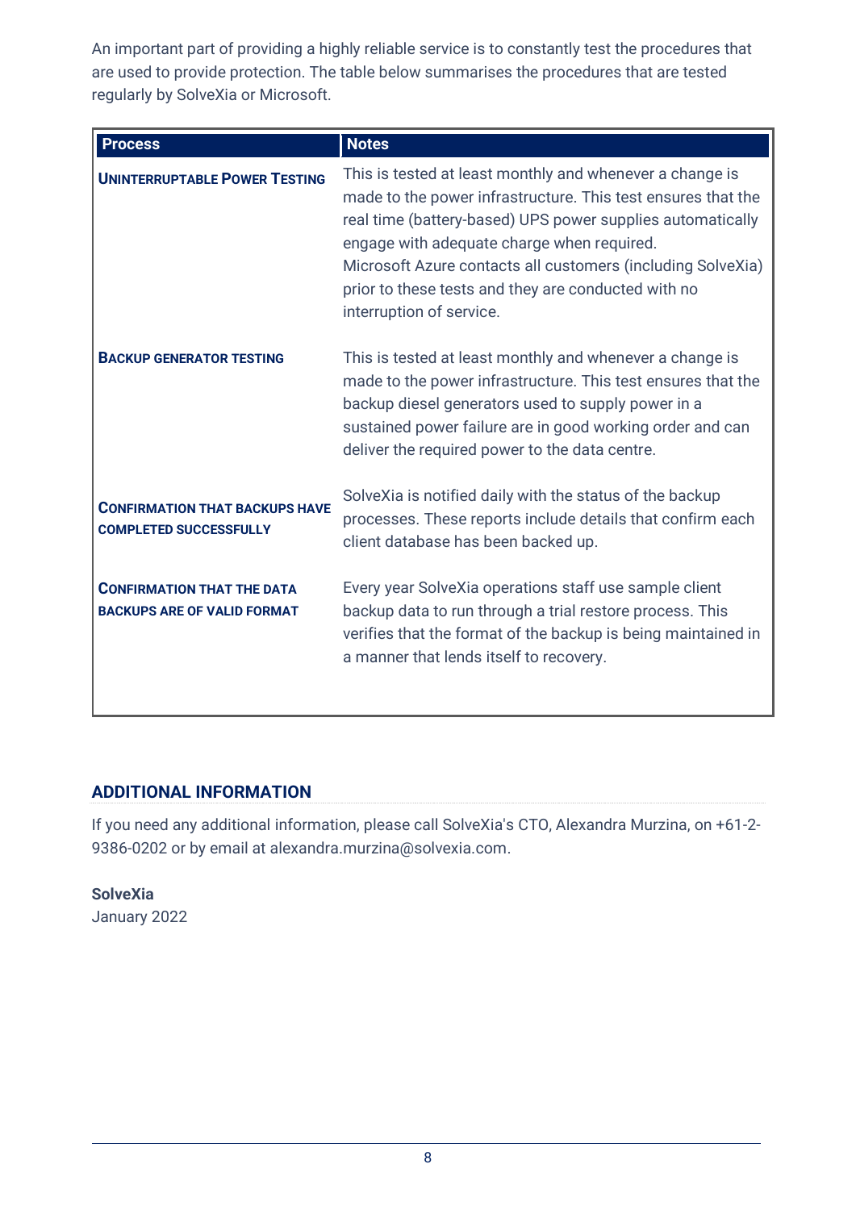An important part of providing a highly reliable service is to constantly test the procedures that are used to provide protection. The table below summarises the procedures that are tested regularly by SolveXia or Microsoft.

| Process | Notes |
| --- | --- |
| **Uninterruptable Power Testing** | This is tested at least monthly and whenever a change is made to the power infrastructure. This test ensures that the real time (battery-based) UPS power supplies automatically engage with adequate charge when required. Microsoft Azure contacts all customers (including SolveXia) prior to these tests and they are conducted with no interruption of service. |
| **Backup Generator Testing** | This is tested at least monthly and whenever a change is made to the power infrastructure. This test ensures that the backup diesel generators used to supply power in a sustained power failure are in good working order and can deliver the required power to the data centre. |
| **Confirmation that backups have completed successfully** | SolveXia is notified daily with the status of the backup processes. These reports include details that confirm each client database has been backed up. |
| **Confirmation that the data backups are of valid format** | Every year SolveXia operations staff use sample client backup data to run through a trial restore process. This verifies that the format of the backup is being maintained in a manner that lends itself to recovery. |

## ADDITIONAL INFORMATION

If you need any additional information, please call SolveXia's CTO, Alexandra Murzina, on +61-2-9386-0202 or by email at alexandra.murzina@solvexia.com.

**SolveXia**
January 2022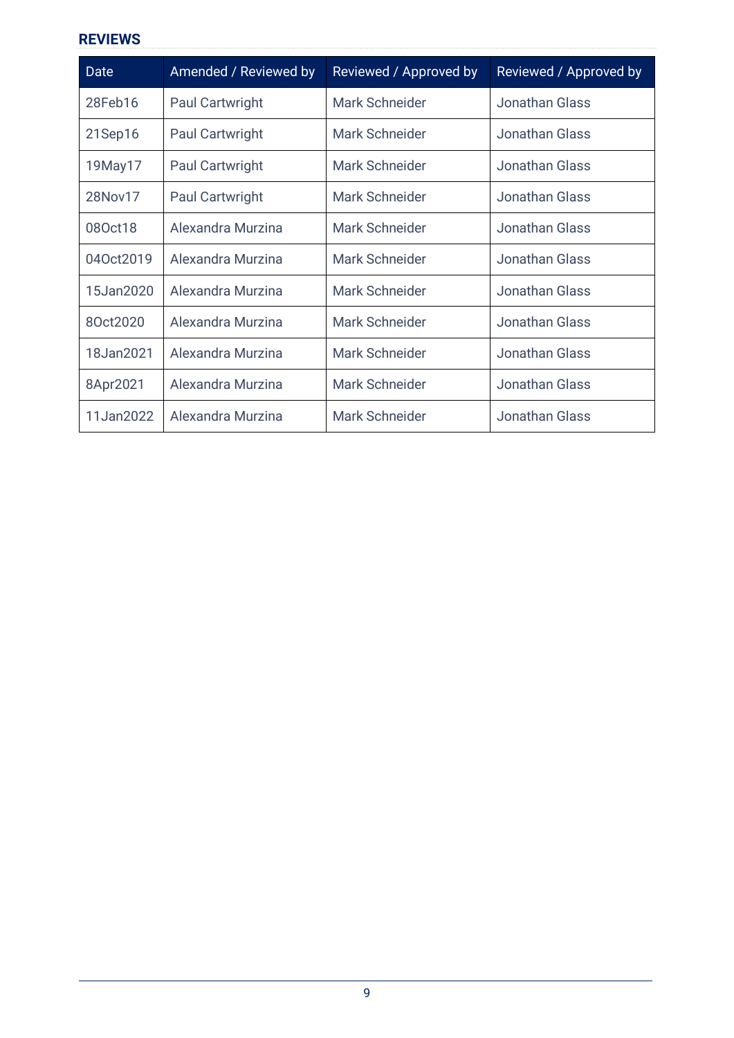## REVIEWS

| Date | Amended / Reviewed by | Reviewed / Approved by | Reviewed / Approved by |
|---|---|---|---|
| 28Feb16 | Paul Cartwright | Mark Schneider | Jonathan Glass |
| 21Sep16 | Paul Cartwright | Mark Schneider | Jonathan Glass |
| 19May17 | Paul Cartwright | Mark Schneider | Jonathan Glass |
| 28Nov17 | Paul Cartwright | Mark Schneider | Jonathan Glass |
| 08Oct18 | Alexandra Murzina | Mark Schneider | Jonathan Glass |
| 04Oct2019 | Alexandra Murzina | Mark Schneider | Jonathan Glass |
| 15Jan2020 | Alexandra Murzina | Mark Schneider | Jonathan Glass |
| 8Oct2020 | Alexandra Murzina | Mark Schneider | Jonathan Glass |
| 18Jan2021 | Alexandra Murzina | Mark Schneider | Jonathan Glass |
| 8Apr2021 | Alexandra Murzina | Mark Schneider | Jonathan Glass |
| 11Jan2022 | Alexandra Murzina | Mark Schneider | Jonathan Glass |